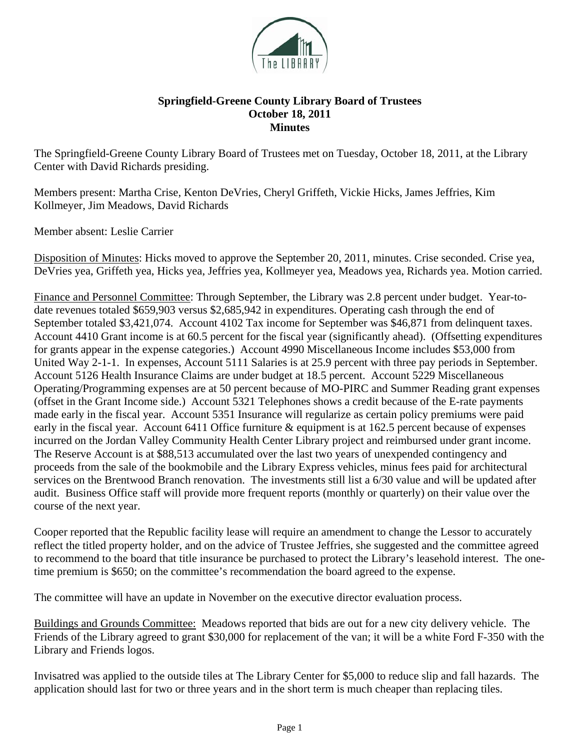**Springfield-Greene County Library Board of Trustees**
**October 18, 2011**
**Minutes**

The Springfield-Greene County Library Board of Trustees met on Tuesday, October 18, 2011, at the Library Center with David Richards presiding.

Members present: Martha Crise, Kenton DeVries, Cheryl Griffeth, Vickie Hicks, James Jeffries, Kim Kollmeyer, Jim Meadows, David Richards

Member absent: Leslie Carrier

Disposition of Minutes: Hicks moved to approve the September 20, 2011, minutes. Crise seconded. Crise yea, DeVries yea, Griffeth yea, Hicks yea, Jeffries yea, Kollmeyer yea, Meadows yea, Richards yea. Motion carried.

Finance and Personnel Committee: Through September, the Library was 2.8 percent under budget. Year-to-date revenues totaled $659,903 versus $2,685,942 in expenditures. Operating cash through the end of September totaled $3,421,074. Account 4102 Tax income for September was $46,871 from delinquent taxes. Account 4410 Grant income is at 60.5 percent for the fiscal year (significantly ahead). (Offsetting expenditures for grants appear in the expense categories.) Account 4990 Miscellaneous Income includes $53,000 from United Way 2-1-1. In expenses, Account 5111 Salaries is at 25.9 percent with three pay periods in September. Account 5126 Health Insurance Claims are under budget at 18.5 percent. Account 5229 Miscellaneous Operating/Programming expenses are at 50 percent because of MO-PIRC and Summer Reading grant expenses (offset in the Grant Income side.) Account 5321 Telephones shows a credit because of the E-rate payments made early in the fiscal year. Account 5351 Insurance will regularize as certain policy premiums were paid early in the fiscal year. Account 6411 Office furniture & equipment is at 162.5 percent because of expenses incurred on the Jordan Valley Community Health Center Library project and reimbursed under grant income. The Reserve Account is at $88,513 accumulated over the last two years of unexpended contingency and proceeds from the sale of the bookmobile and the Library Express vehicles, minus fees paid for architectural services on the Brentwood Branch renovation. The investments still list a 6/30 value and will be updated after audit. Business Office staff will provide more frequent reports (monthly or quarterly) on their value over the course of the next year.

Cooper reported that the Republic facility lease will require an amendment to change the Lessor to accurately reflect the titled property holder, and on the advice of Trustee Jeffries, she suggested and the committee agreed to recommend to the board that title insurance be purchased to protect the Library's leasehold interest. The one-time premium is $650; on the committee's recommendation the board agreed to the expense.

The committee will have an update in November on the executive director evaluation process.

Buildings and Grounds Committee: Meadows reported that bids are out for a new city delivery vehicle. The Friends of the Library agreed to grant $30,000 for replacement of the van; it will be a white Ford F-350 with the Library and Friends logos.

Invisatred was applied to the outside tiles at The Library Center for $5,000 to reduce slip and fall hazards. The application should last for two or three years and in the short term is much cheaper than replacing tiles.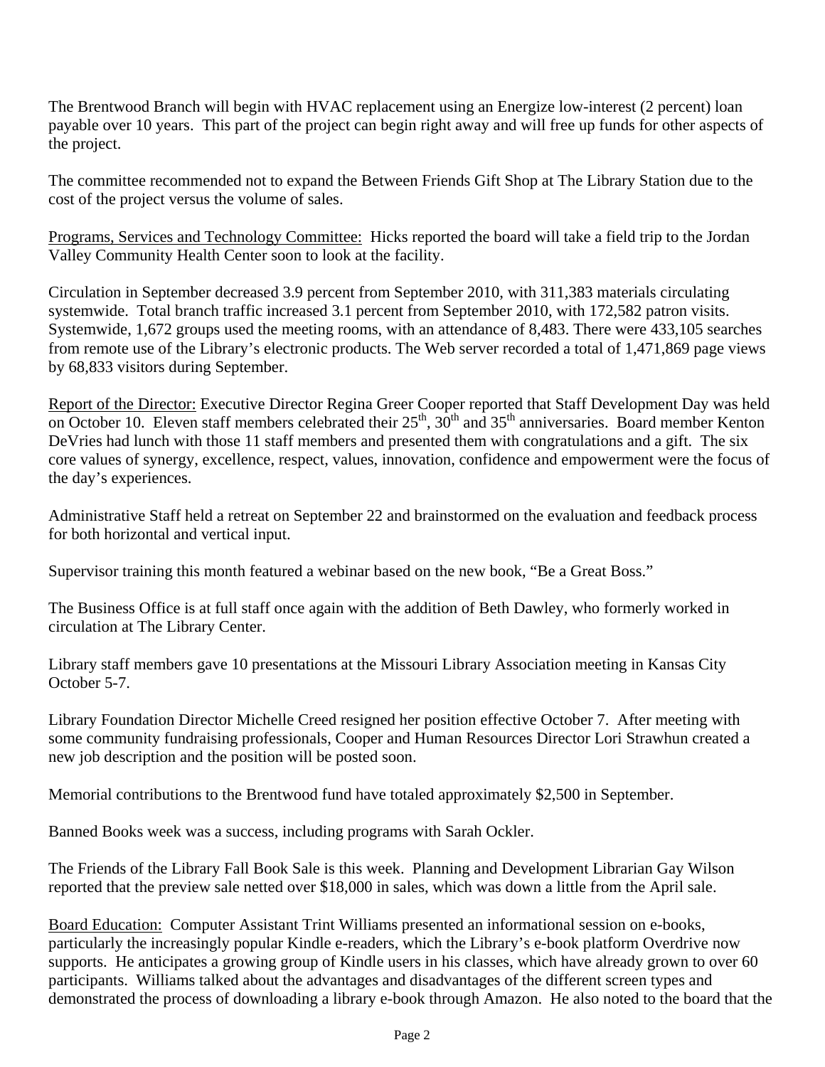The Brentwood Branch will begin with HVAC replacement using an Energize low-interest (2 percent) loan payable over 10 years. This part of the project can begin right away and will free up funds for other aspects of the project.

The committee recommended not to expand the Between Friends Gift Shop at The Library Station due to the cost of the project versus the volume of sales.

Programs, Services and Technology Committee: Hicks reported the board will take a field trip to the Jordan Valley Community Health Center soon to look at the facility.

Circulation in September decreased 3.9 percent from September 2010, with 311,383 materials circulating systemwide. Total branch traffic increased 3.1 percent from September 2010, with 172,582 patron visits. Systemwide, 1,672 groups used the meeting rooms, with an attendance of 8,483. There were 433,105 searches from remote use of the Library's electronic products. The Web server recorded a total of 1,471,869 page views by 68,833 visitors during September.

Report of the Director: Executive Director Regina Greer Cooper reported that Staff Development Day was held on October 10. Eleven staff members celebrated their 25th, 30th and 35th anniversaries. Board member Kenton DeVries had lunch with those 11 staff members and presented them with congratulations and a gift. The six core values of synergy, excellence, respect, values, innovation, confidence and empowerment were the focus of the day's experiences.

Administrative Staff held a retreat on September 22 and brainstormed on the evaluation and feedback process for both horizontal and vertical input.

Supervisor training this month featured a webinar based on the new book, "Be a Great Boss."

The Business Office is at full staff once again with the addition of Beth Dawley, who formerly worked in circulation at The Library Center.

Library staff members gave 10 presentations at the Missouri Library Association meeting in Kansas City October 5-7.

Library Foundation Director Michelle Creed resigned her position effective October 7. After meeting with some community fundraising professionals, Cooper and Human Resources Director Lori Strawhun created a new job description and the position will be posted soon.

Memorial contributions to the Brentwood fund have totaled approximately $2,500 in September.

Banned Books week was a success, including programs with Sarah Ockler.

The Friends of the Library Fall Book Sale is this week. Planning and Development Librarian Gay Wilson reported that the preview sale netted over $18,000 in sales, which was down a little from the April sale.

Board Education: Computer Assistant Trint Williams presented an informational session on e-books, particularly the increasingly popular Kindle e-readers, which the Library's e-book platform Overdrive now supports. He anticipates a growing group of Kindle users in his classes, which have already grown to over 60 participants. Williams talked about the advantages and disadvantages of the different screen types and demonstrated the process of downloading a library e-book through Amazon. He also noted to the board that the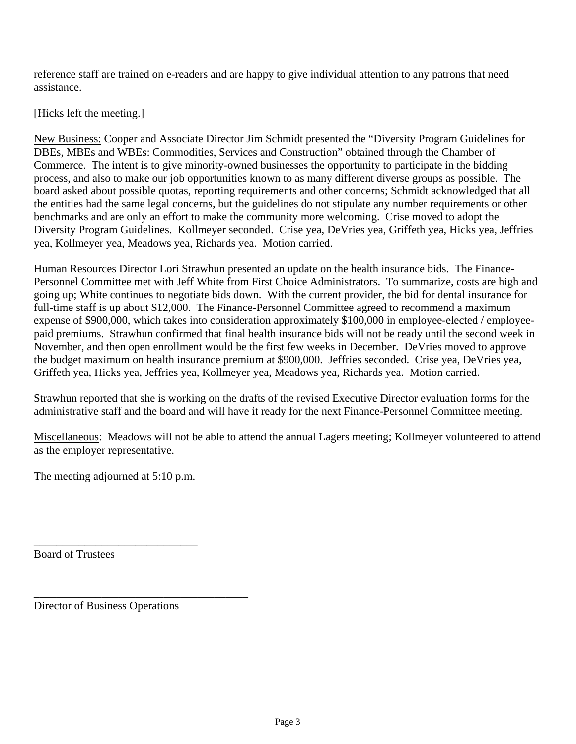reference staff are trained on e-readers and are happy to give individual attention to any patrons that need assistance.

[Hicks left the meeting.]

New Business: Cooper and Associate Director Jim Schmidt presented the "Diversity Program Guidelines for DBEs, MBEs and WBEs: Commodities, Services and Construction" obtained through the Chamber of Commerce. The intent is to give minority-owned businesses the opportunity to participate in the bidding process, and also to make our job opportunities known to as many different diverse groups as possible. The board asked about possible quotas, reporting requirements and other concerns; Schmidt acknowledged that all the entities had the same legal concerns, but the guidelines do not stipulate any number requirements or other benchmarks and are only an effort to make the community more welcoming. Crise moved to adopt the Diversity Program Guidelines. Kollmeyer seconded. Crise yea, DeVries yea, Griffeth yea, Hicks yea, Jeffries yea, Kollmeyer yea, Meadows yea, Richards yea. Motion carried.

Human Resources Director Lori Strawhun presented an update on the health insurance bids. The Finance-Personnel Committee met with Jeff White from First Choice Administrators. To summarize, costs are high and going up; White continues to negotiate bids down. With the current provider, the bid for dental insurance for full-time staff is up about $12,000. The Finance-Personnel Committee agreed to recommend a maximum expense of $900,000, which takes into consideration approximately $100,000 in employee-elected / employee-paid premiums. Strawhun confirmed that final health insurance bids will not be ready until the second week in November, and then open enrollment would be the first few weeks in December. DeVries moved to approve the budget maximum on health insurance premium at $900,000. Jeffries seconded. Crise yea, DeVries yea, Griffeth yea, Hicks yea, Jeffries yea, Kollmeyer yea, Meadows yea, Richards yea. Motion carried.

Strawhun reported that she is working on the drafts of the revised Executive Director evaluation forms for the administrative staff and the board and will have it ready for the next Finance-Personnel Committee meeting.

Miscellaneous: Meadows will not be able to attend the annual Lagers meeting; Kollmeyer volunteered to attend as the employer representative.

The meeting adjourned at 5:10 p.m.

______________________________
Board of Trustees

________________________________________
Director of Business Operations